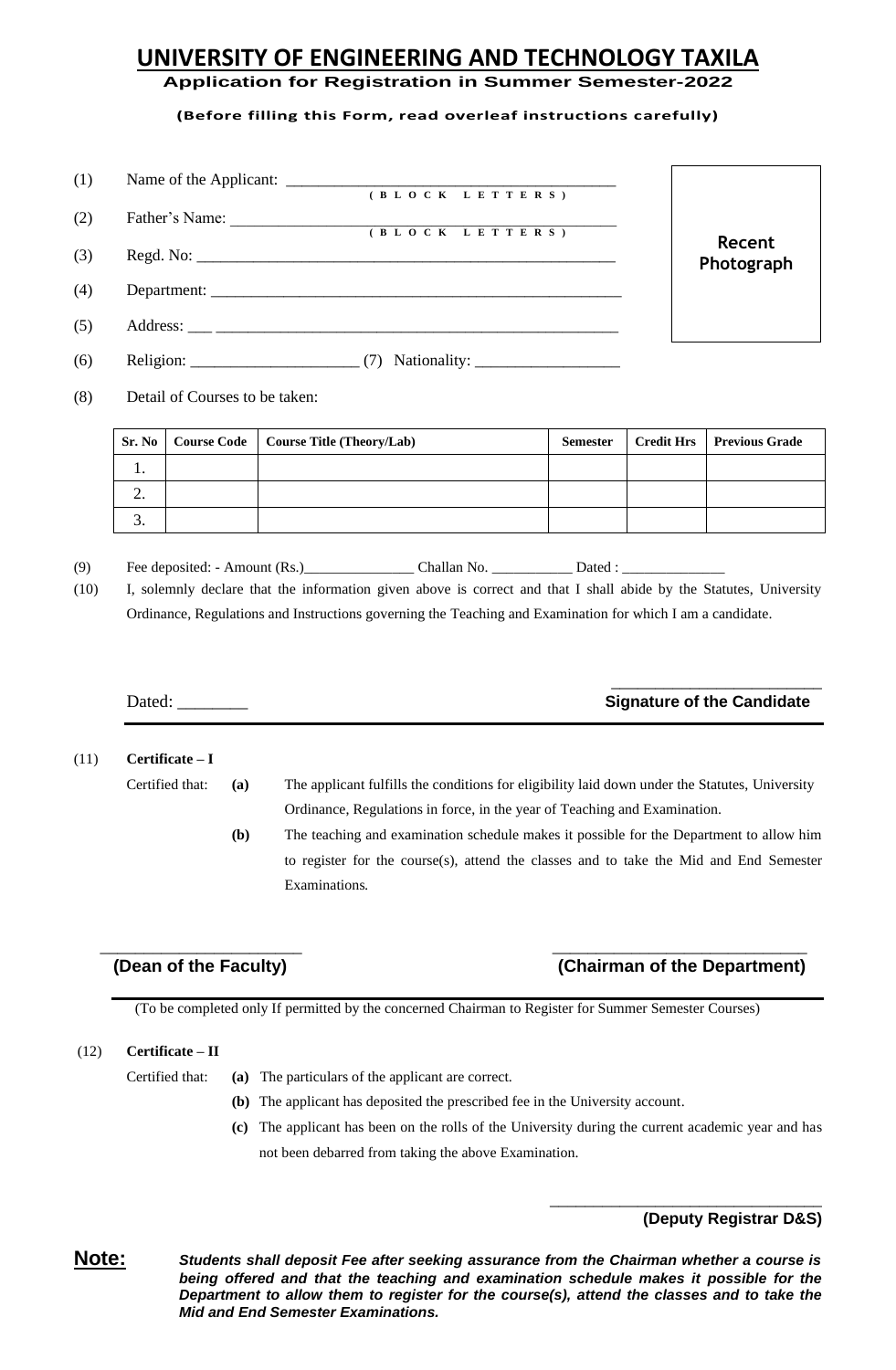# UNIVERSITY OF ENGINEERING AND TECHNOLOGY TAXILA

**Application for Registration in Summer Semester-2022**

**(Before filling this Form, read overleaf instructions carefully)**

**Recent Photograph**

(1) Name of the Applicant: ________________________________________
(B L O C K L E T T E R S)

(2) Father's Name: ________________________________________
(B L O C K L E T T E R S)

(3) Regd. No: ________________________________________

(4) Department: ________________________________________

(5) Address: ___ ________________________________________

(6) Religion: _____________________ (7) Nationality: __________________

(8) Detail of Courses to be taken:

| Sr. No | Course Code | Course Title (Theory/Lab) | Semester | Credit Hrs | Previous Grade |
|---|---|---|---|---|---|
| 1. | | | | | |
| 2. | | | | | |
| 3. | | | | | |

(9) Fee deposited: - Amount (Rs.)_______________ Challan No. ___________ Dated : ______________

(10) I, solemnly declare that the information given above is correct and that I shall abide by the Statutes, University Ordinance, Regulations and Instructions governing the Teaching and Examination for which I am a candidate.

Dated: ________

________________________
**Signature of the Candidate**

---

(11) **Certificate – I**

Certified that:

**(a)** The applicant fulfills the conditions for eligibility laid down under the Statutes, University Ordinance, Regulations in force, in the year of Teaching and Examination.

**(b)** The teaching and examination schedule makes it possible for the Department to allow him to register for the course(s), attend the classes and to take the Mid and End Semester Examinations.

______________________
**(Dean of the Faculty)**

____________________________
**(Chairman of the Department)**

---

(To be completed only If permitted by the concerned Chairman to Register for Summer Semester Courses)

(12) **Certificate – II**

Certified that:

**(a)** The particulars of the applicant are correct.

**(b)** The applicant has deposited the prescribed fee in the University account.

**(c)** The applicant has been on the rolls of the University during the current academic year and has not been debarred from taking the above Examination.

________________________________
**(Deputy Registrar D&S)**

**Note:** ***Students shall deposit Fee after seeking assurance from the Chairman whether a course is being offered and that the teaching and examination schedule makes it possible for the Department to allow them to register for the course(s), attend the classes and to take the Mid and End Semester Examinations.***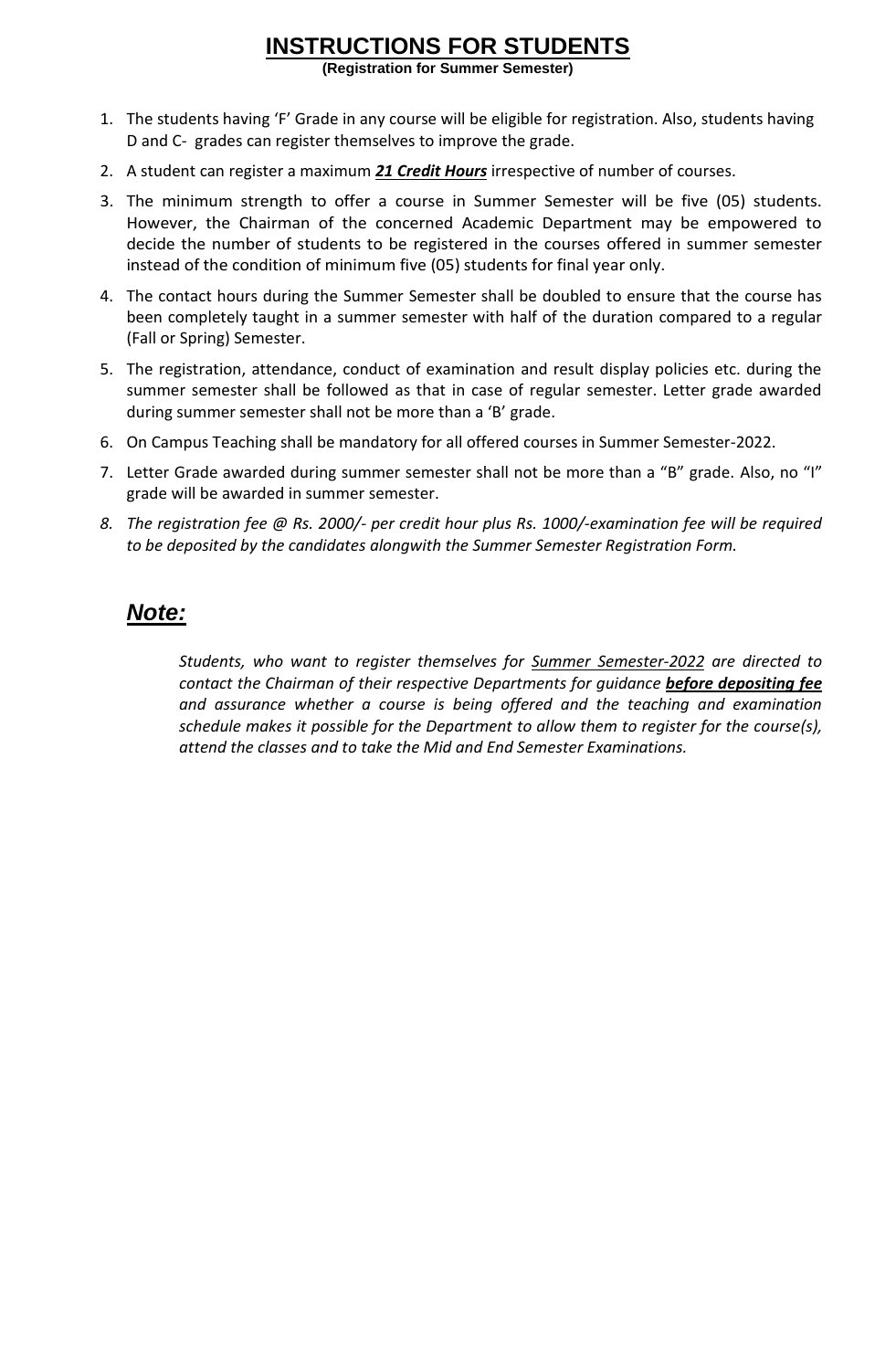# INSTRUCTIONS FOR STUDENTS

**(Registration for Summer Semester)**

1. The students having 'F' Grade in any course will be eligible for registration. Also, students having D and C- grades can register themselves to improve the grade.
2. A student can register a maximum ***21 Credit Hours*** irrespective of number of courses.
3. The minimum strength to offer a course in Summer Semester will be five (05) students. However, the Chairman of the concerned Academic Department may be empowered to decide the number of students to be registered in the courses offered in summer semester instead of the condition of minimum five (05) students for final year only.
4. The contact hours during the Summer Semester shall be doubled to ensure that the course has been completely taught in a summer semester with half of the duration compared to a regular (Fall or Spring) Semester.
5. The registration, attendance, conduct of examination and result display policies etc. during the summer semester shall be followed as that in case of regular semester. Letter grade awarded during summer semester shall not be more than a 'B' grade.
6. On Campus Teaching shall be mandatory for all offered courses in Summer Semester-2022.
7. Letter Grade awarded during summer semester shall not be more than a "B" grade. Also, no "I" grade will be awarded in summer semester.
8. *The registration fee @ Rs. 2000/- per credit hour plus Rs. 1000/-examination fee will be required to be deposited by the candidates alongwith the Summer Semester Registration Form.*

## ***Note:***

*Students, who want to register themselves for Summer Semester-2022 are directed to contact the Chairman of their respective Departments for guidance **before depositing fee** and assurance whether a course is being offered and the teaching and examination schedule makes it possible for the Department to allow them to register for the course(s), attend the classes and to take the Mid and End Semester Examinations.*